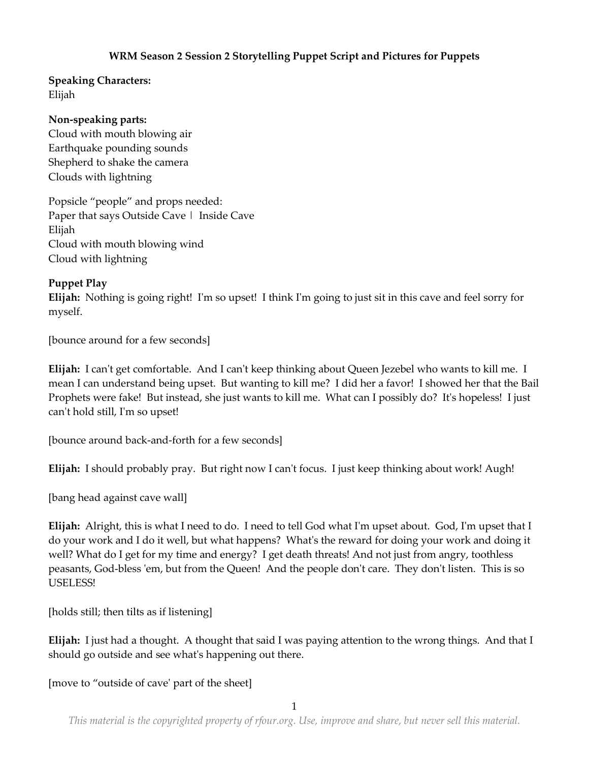**WRM Season 2 Session 2 Storytelling Puppet Script and Pictures for Puppets**

**Speaking Characters:**
Elijah

**Non-speaking parts:**
Cloud with mouth blowing air
Earthquake pounding sounds
Shepherd to shake the camera
Clouds with lightning

Popsicle "people" and props needed:
Paper that says Outside Cave | Inside Cave
Elijah
Cloud with mouth blowing wind
Cloud with lightning

**Puppet Play**

**Elijah:** Nothing is going right! I'm so upset! I think I'm going to just sit in this cave and feel sorry for myself.

[bounce around for a few seconds]

**Elijah:** I can't get comfortable. And I can't keep thinking about Queen Jezebel who wants to kill me. I mean I can understand being upset. But wanting to kill me? I did her a favor! I showed her that the Bail Prophets were fake! But instead, she just wants to kill me. What can I possibly do? It's hopeless! I just can't hold still, I'm so upset!

[bounce around back-and-forth for a few seconds]

**Elijah:** I should probably pray. But right now I can't focus. I just keep thinking about work! Augh!

[bang head against cave wall]

**Elijah:** Alright, this is what I need to do. I need to tell God what I'm upset about. God, I'm upset that I do your work and I do it well, but what happens? What's the reward for doing your work and doing it well? What do I get for my time and energy? I get death threats! And not just from angry, toothless peasants, God-bless 'em, but from the Queen! And the people don't care. They don't listen. This is so USELESS!

[holds still; then tilts as if listening]

**Elijah:** I just had a thought. A thought that said I was paying attention to the wrong things. And that I should go outside and see what's happening out there.

[move to "outside of cave' part of the sheet]

*This material is the copyrighted property of rfour.org. Use, improve and share, but never sell this material.*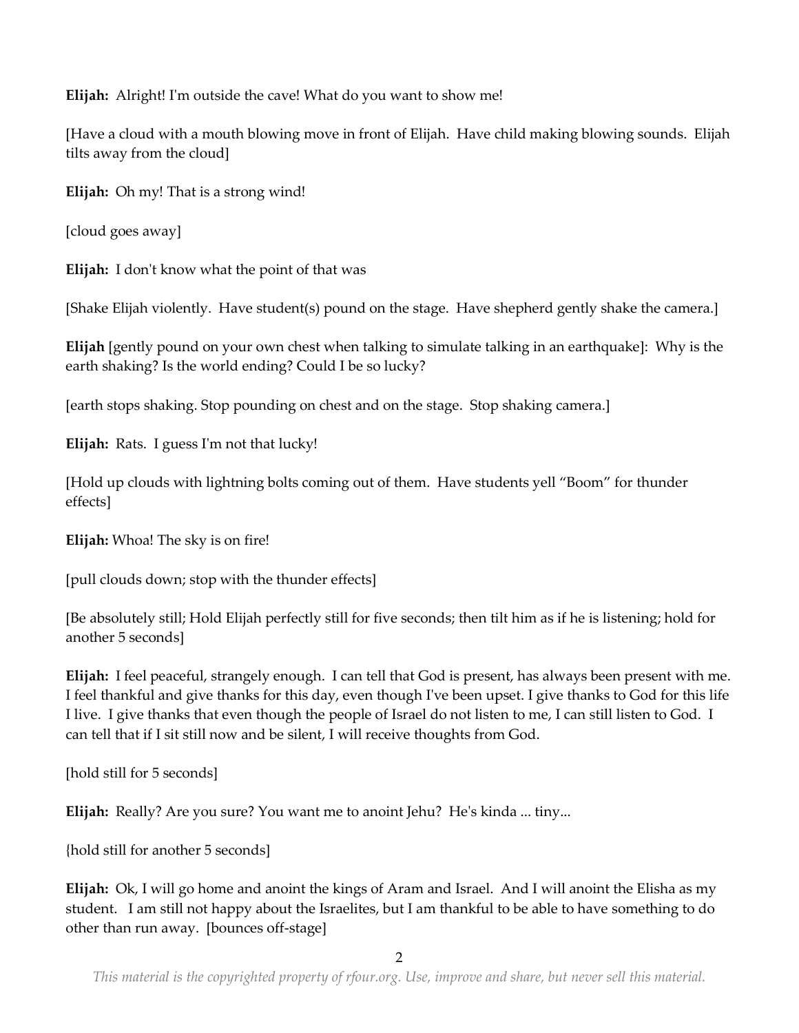**Elijah:** Alright! I'm outside the cave! What do you want to show me!

[Have a cloud with a mouth blowing move in front of Elijah. Have child making blowing sounds. Elijah tilts away from the cloud]

**Elijah:** Oh my! That is a strong wind!

[cloud goes away]

**Elijah:** I don't know what the point of that was

[Shake Elijah violently. Have student(s) pound on the stage. Have shepherd gently shake the camera.]

**Elijah** [gently pound on your own chest when talking to simulate talking in an earthquake]: Why is the earth shaking? Is the world ending? Could I be so lucky?

[earth stops shaking. Stop pounding on chest and on the stage. Stop shaking camera.]

**Elijah:** Rats. I guess I'm not that lucky!

[Hold up clouds with lightning bolts coming out of them. Have students yell "Boom" for thunder effects]

**Elijah:** Whoa! The sky is on fire!

[pull clouds down; stop with the thunder effects]

[Be absolutely still; Hold Elijah perfectly still for five seconds; then tilt him as if he is listening; hold for another 5 seconds]

**Elijah:** I feel peaceful, strangely enough. I can tell that God is present, has always been present with me. I feel thankful and give thanks for this day, even though I've been upset. I give thanks to God for this life I live. I give thanks that even though the people of Israel do not listen to me, I can still listen to God. I can tell that if I sit still now and be silent, I will receive thoughts from God.

[hold still for 5 seconds]

**Elijah:** Really? Are you sure? You want me to anoint Jehu? He's kinda ... tiny...

{hold still for another 5 seconds]

**Elijah:** Ok, I will go home and anoint the kings of Aram and Israel. And I will anoint the Elisha as my student. I am still not happy about the Israelites, but I am thankful to be able to have something to do other than run away. [bounces off-stage]

*This material is the copyrighted property of rfour.org. Use, improve and share, but never sell this material.*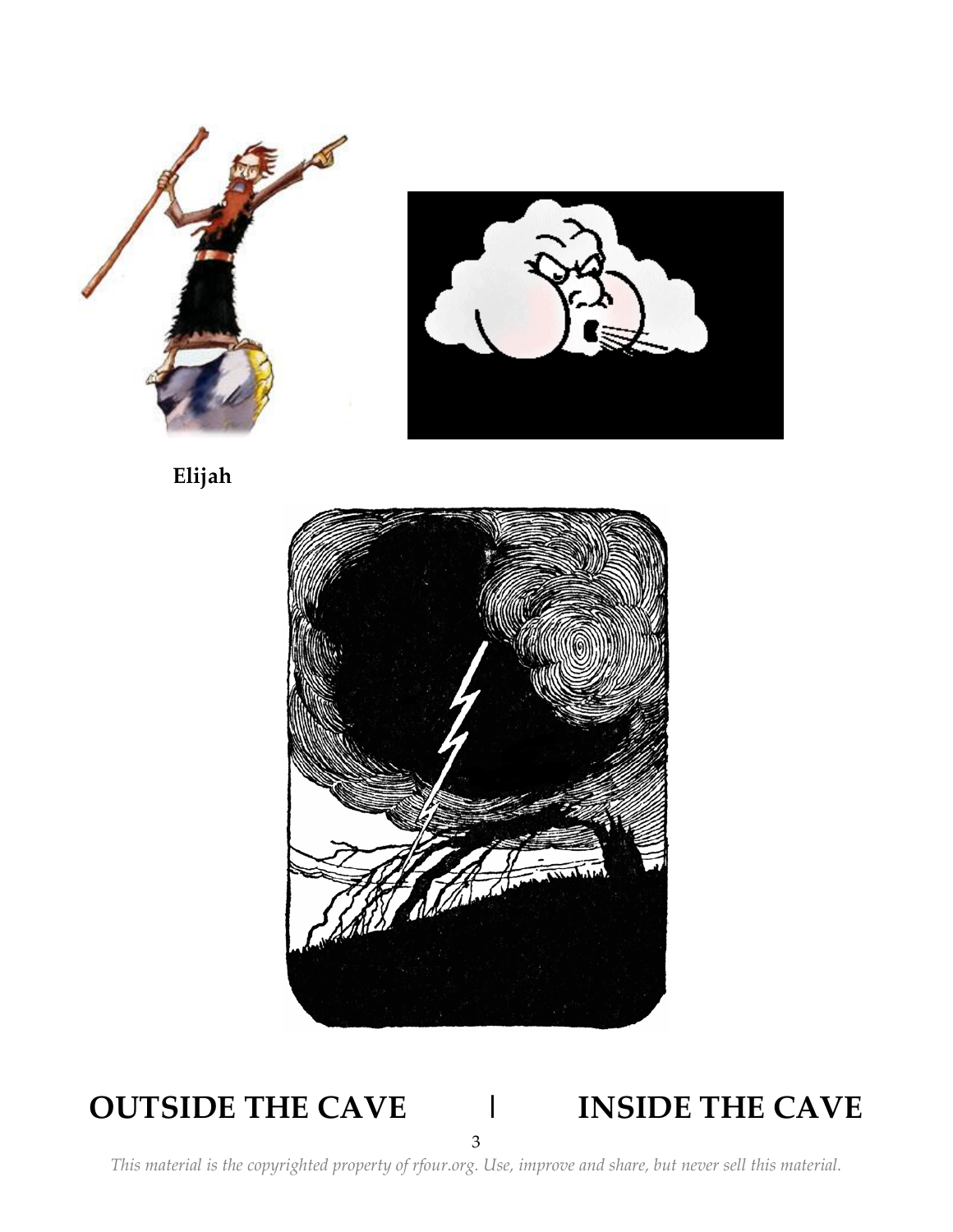**Elijah**

**OUTSIDE THE CAVE** | **INSIDE THE CAVE**

*This material is the copyrighted property of rfour.org. Use, improve and share, but never sell this material.*